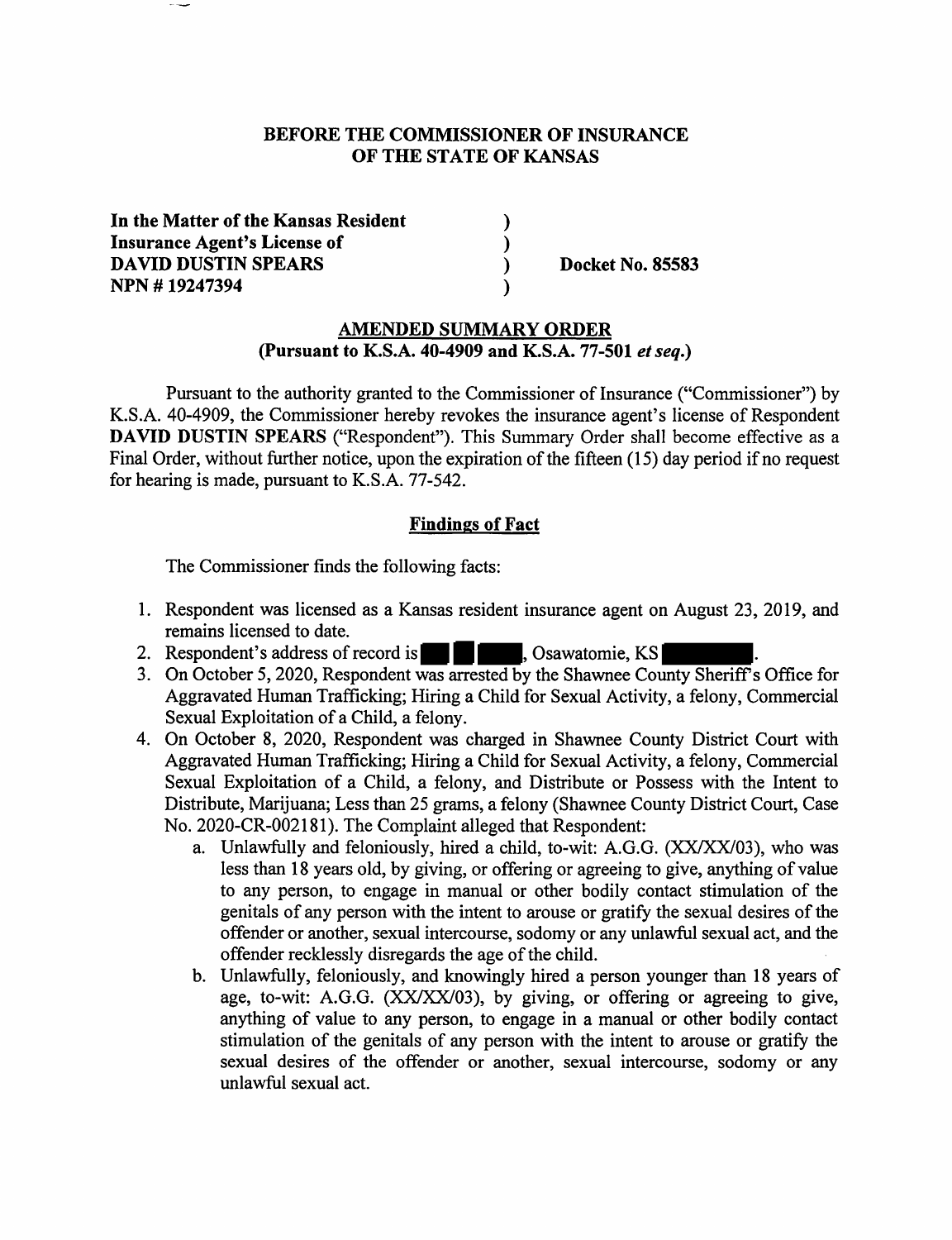**BEFORE THE COMMISSIONER OF INSURANCE**
**OF THE STATE OF KANSAS**

| | | |
|---|---|---|
| **In the Matter of the Kansas Resident** | ) | |
| **Insurance Agent's License of** | ) | |
| **DAVID DUSTIN SPEARS** | ) | **Docket No. 85583** |
| **NPN # 19247394** | ) | |

**AMENDED SUMMARY ORDER**
**(Pursuant to K.S.A. 40-4909 and K.S.A. 77-501 *et seq.*)**

Pursuant to the authority granted to the Commissioner of Insurance ("Commissioner") by K.S.A. 40-4909, the Commissioner hereby revokes the insurance agent's license of Respondent **DAVID DUSTIN SPEARS** ("Respondent"). This Summary Order shall become effective as a Final Order, without further notice, upon the expiration of the fifteen (15) day period if no request for hearing is made, pursuant to K.S.A. 77-542.

**Findings of Fact**

The Commissioner finds the following facts:

1. Respondent was licensed as a Kansas resident insurance agent on August 23, 2019, and remains licensed to date.
2. Respondent's address of record is [REDACTED], Osawatomie, KS [REDACTED].
3. On October 5, 2020, Respondent was arrested by the Shawnee County Sheriff's Office for Aggravated Human Trafficking; Hiring a Child for Sexual Activity, a felony, Commercial Sexual Exploitation of a Child, a felony.
4. On October 8, 2020, Respondent was charged in Shawnee County District Court with Aggravated Human Trafficking; Hiring a Child for Sexual Activity, a felony, Commercial Sexual Exploitation of a Child, a felony, and Distribute or Possess with the Intent to Distribute, Marijuana; Less than 25 grams, a felony (Shawnee County District Court, Case No. 2020-CR-002181). The Complaint alleged that Respondent:
   a. Unlawfully and feloniously, hired a child, to-wit: A.G.G. (XX/XX/03), who was less than 18 years old, by giving, or offering or agreeing to give, anything of value to any person, to engage in manual or other bodily contact stimulation of the genitals of any person with the intent to arouse or gratify the sexual desires of the offender or another, sexual intercourse, sodomy or any unlawful sexual act, and the offender recklessly disregards the age of the child.
   b. Unlawfully, feloniously, and knowingly hired a person younger than 18 years of age, to-wit: A.G.G. (XX/XX/03), by giving, or offering or agreeing to give, anything of value to any person, to engage in a manual or other bodily contact stimulation of the genitals of any person with the intent to arouse or gratify the sexual desires of the offender or another, sexual intercourse, sodomy or any unlawful sexual act.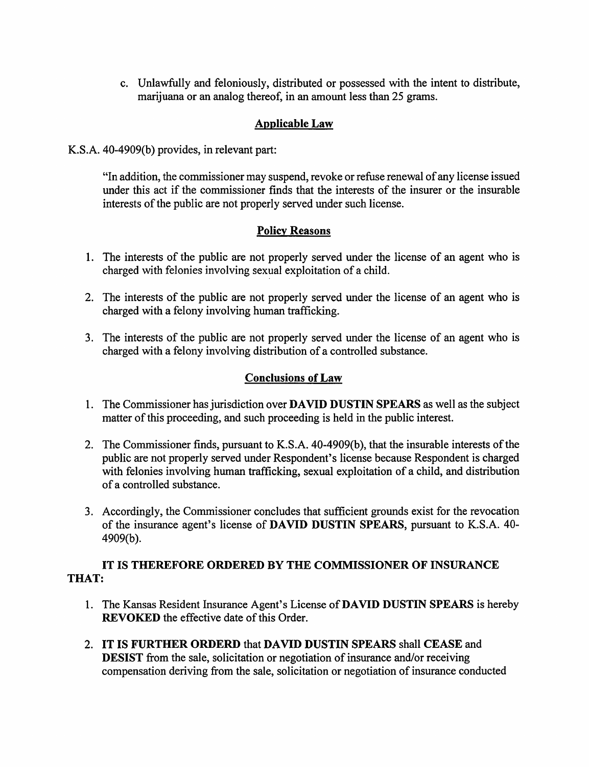c. Unlawfully and feloniously, distributed or possessed with the intent to distribute, marijuana or an analog thereof, in an amount less than 25 grams.

## Applicable Law

K.S.A. 40-4909(b) provides, in relevant part:

> "In addition, the commissioner may suspend, revoke or refuse renewal of any license issued under this act if the commissioner finds that the interests of the insurer or the insurable interests of the public are not properly served under such license.

## Policy Reasons

1. The interests of the public are not properly served under the license of an agent who is charged with felonies involving sexual exploitation of a child.
2. The interests of the public are not properly served under the license of an agent who is charged with a felony involving human trafficking.
3. The interests of the public are not properly served under the license of an agent who is charged with a felony involving distribution of a controlled substance.

## Conclusions of Law

1. The Commissioner has jurisdiction over **DAVID DUSTIN SPEARS** as well as the subject matter of this proceeding, and such proceeding is held in the public interest.
2. The Commissioner finds, pursuant to K.S.A. 40-4909(b), that the insurable interests of the public are not properly served under Respondent's license because Respondent is charged with felonies involving human trafficking, sexual exploitation of a child, and distribution of a controlled substance.
3. Accordingly, the Commissioner concludes that sufficient grounds exist for the revocation of the insurance agent's license of **DAVID DUSTIN SPEARS**, pursuant to K.S.A. 40-4909(b).

**IT IS THEREFORE ORDERED BY THE COMMISSIONER OF INSURANCE THAT:**

1. The Kansas Resident Insurance Agent's License of **DAVID DUSTIN SPEARS** is hereby **REVOKED** the effective date of this Order.
2. **IT IS FURTHER ORDERD** that **DAVID DUSTIN SPEARS** shall **CEASE** and **DESIST** from the sale, solicitation or negotiation of insurance and/or receiving compensation deriving from the sale, solicitation or negotiation of insurance conducted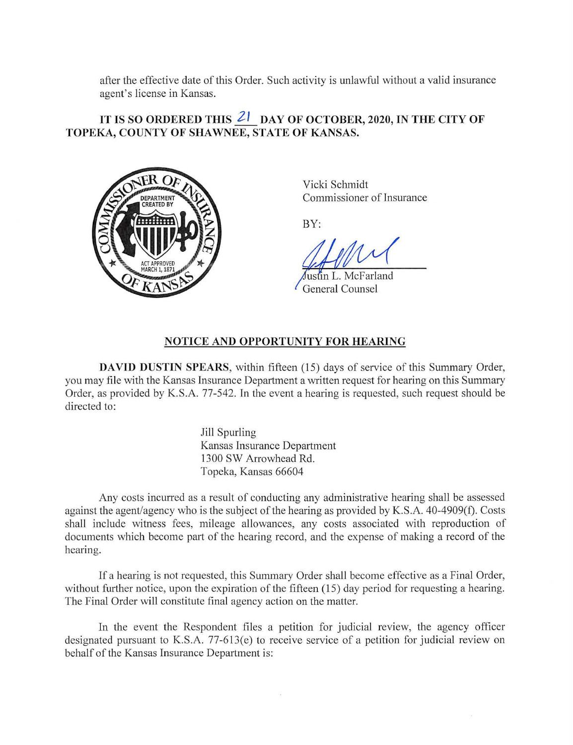after the effective date of this Order. Such activity is unlawful without a valid insurance agent's license in Kansas.

**IT IS SO ORDERED THIS 21 DAY OF OCTOBER, 2020, IN THE CITY OF TOPEKA, COUNTY OF SHAWNEE, STATE OF KANSAS.**

Vicki Schmidt
Commissioner of Insurance

BY:

Justin L. McFarland
General Counsel

## NOTICE AND OPPORTUNITY FOR HEARING

**DAVID DUSTIN SPEARS**, within fifteen (15) days of service of this Summary Order, you may file with the Kansas Insurance Department a written request for hearing on this Summary Order, as provided by K.S.A. 77-542. In the event a hearing is requested, such request should be directed to:

Jill Spurling
Kansas Insurance Department
1300 SW Arrowhead Rd.
Topeka, Kansas 66604

Any costs incurred as a result of conducting any administrative hearing shall be assessed against the agent/agency who is the subject of the hearing as provided by K.S.A. 40-4909(f). Costs shall include witness fees, mileage allowances, any costs associated with reproduction of documents which become part of the hearing record, and the expense of making a record of the hearing.

If a hearing is not requested, this Summary Order shall become effective as a Final Order, without further notice, upon the expiration of the fifteen (15) day period for requesting a hearing. The Final Order will constitute final agency action on the matter.

In the event the Respondent files a petition for judicial review, the agency officer designated pursuant to K.S.A. 77-613(e) to receive service of a petition for judicial review on behalf of the Kansas Insurance Department is: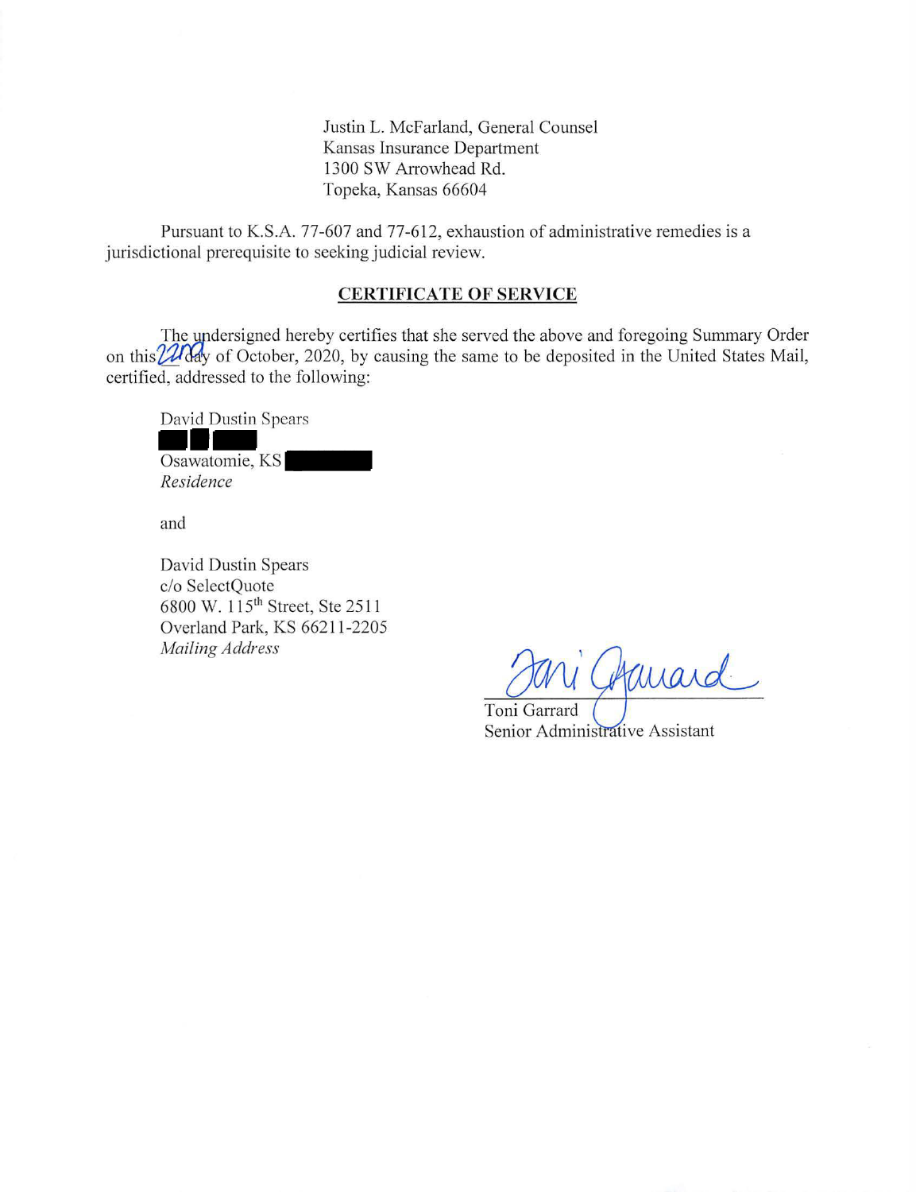Justin L. McFarland, General Counsel
Kansas Insurance Department
1300 SW Arrowhead Rd.
Topeka, Kansas 66604

Pursuant to K.S.A. 77-607 and 77-612, exhaustion of administrative remedies is a jurisdictional prerequisite to seeking judicial review.

## CERTIFICATE OF SERVICE

The undersigned hereby certifies that she served the above and foregoing Summary Order on this 22nd day of October, 2020, by causing the same to be deposited in the United States Mail, certified, addressed to the following:

David Dustin Spears
[REDACTED]
Osawatomie, KS [REDACTED]
*Residence*

and

David Dustin Spears
c/o SelectQuote
6800 W. 115th Street, Ste 2511
Overland Park, KS 66211-2205
*Mailing Address*

Toni Garrard
Senior Administrative Assistant